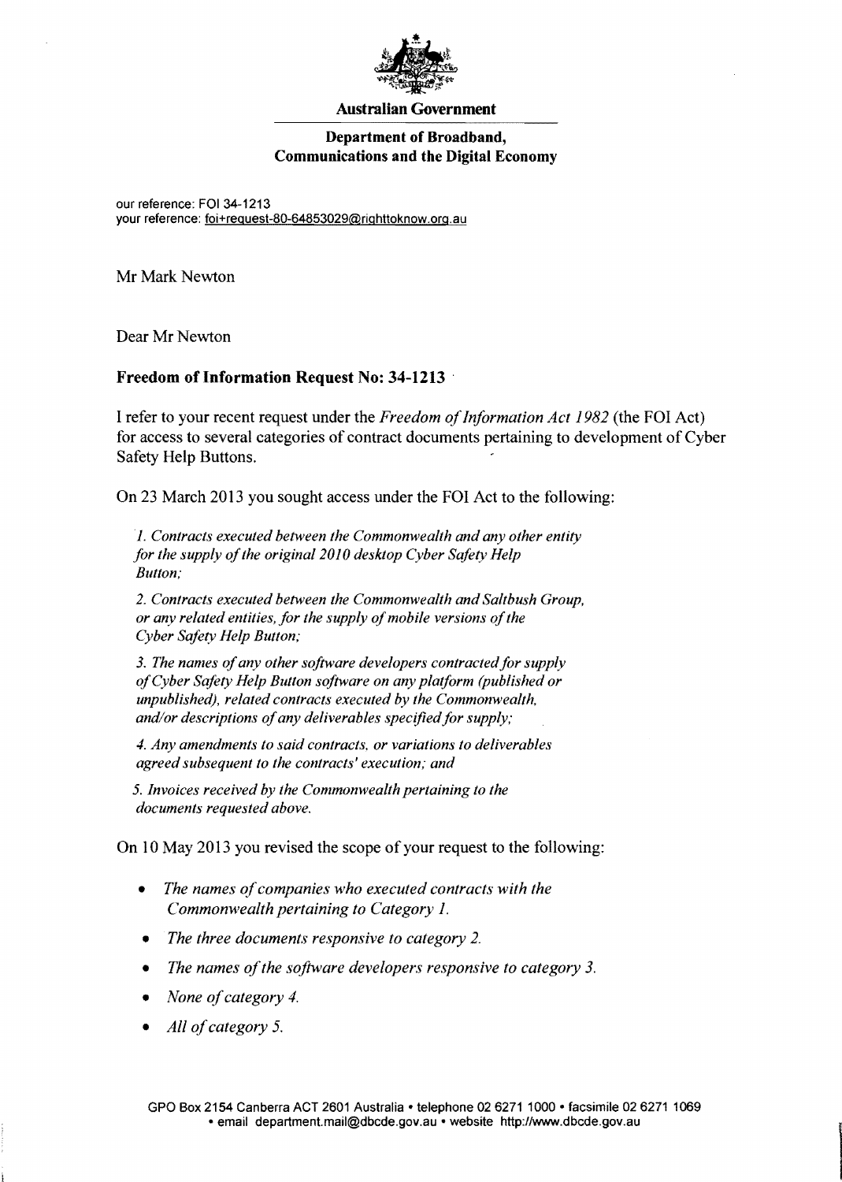**Australian Government**

**Department of Broadband, Communications and the Digital Economy**

our reference: FOI 34-1213
your reference: foi+request-80-64853029@righttoknow.org.au

Mr Mark Newton

Dear Mr Newton

**Freedom of Information Request No: 34-1213**

I refer to your recent request under the *Freedom of Information Act 1982* (the FOI Act) for access to several categories of contract documents pertaining to development of Cyber Safety Help Buttons.

On 23 March 2013 you sought access under the FOI Act to the following:

> *1. Contracts executed between the Commonwealth and any other entity for the supply of the original 2010 desktop Cyber Safety Help Button;*
>
> *2. Contracts executed between the Commonwealth and Saltbush Group, or any related entities, for the supply of mobile versions of the Cyber Safety Help Button;*
>
> *3. The names of any other software developers contracted for supply of Cyber Safety Help Button software on any platform (published or unpublished), related contracts executed by the Commonwealth, and/or descriptions of any deliverables specified for supply;*
>
> *4. Any amendments to said contracts, or variations to deliverables agreed subsequent to the contracts' execution; and*
>
> *5. Invoices received by the Commonwealth pertaining to the documents requested above.*

On 10 May 2013 you revised the scope of your request to the following:

- *The names of companies who executed contracts with the Commonwealth pertaining to Category 1.*
- *The three documents responsive to category 2.*
- *The names of the software developers responsive to category 3.*
- *None of category 4.*
- *All of category 5.*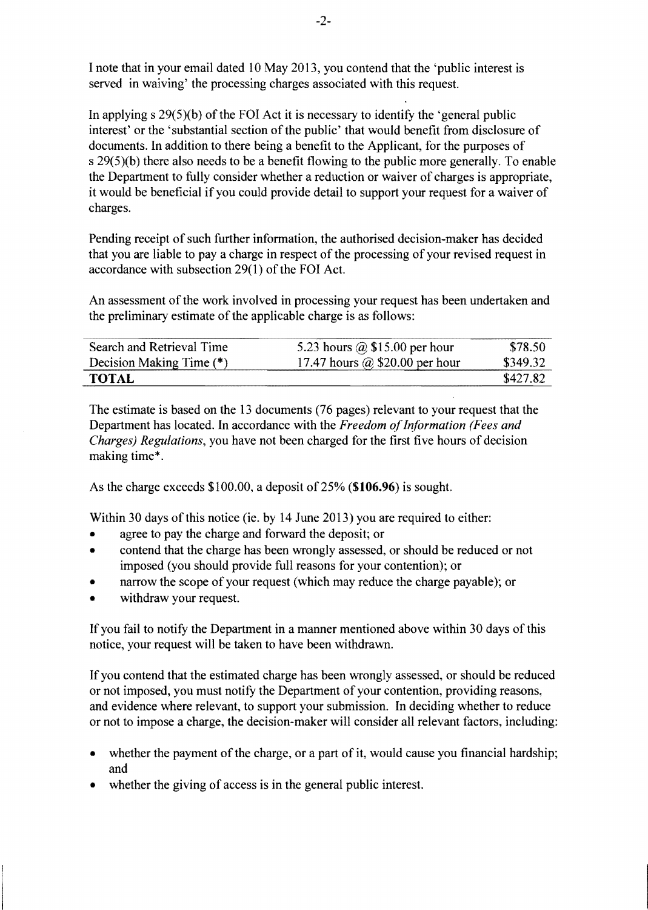I note that in your email dated 10 May 2013, you contend that the 'public interest is served in waiving' the processing charges associated with this request.

In applying s 29(5)(b) of the FOI Act it is necessary to identify the 'general public interest' or the 'substantial section of the public' that would benefit from disclosure of documents. In addition to there being a benefit to the Applicant, for the purposes of s 29(5)(b) there also needs to be a benefit flowing to the public more generally. To enable the Department to fully consider whether a reduction or waiver of charges is appropriate, it would be beneficial if you could provide detail to support your request for a waiver of charges.

Pending receipt of such further information, the authorised decision-maker has decided that you are liable to pay a charge in respect of the processing of your revised request in accordance with subsection 29(1) of the FOI Act.

An assessment of the work involved in processing your request has been undertaken and the preliminary estimate of the applicable charge is as follows:

| | | |
|---|---|---|
| Search and Retrieval Time | 5.23 hours @ $15.00 per hour | $78.50 |
| Decision Making Time (*) | 17.47 hours @ $20.00 per hour | $349.32 |
| **TOTAL** | | $427.82 |

The estimate is based on the 13 documents (76 pages) relevant to your request that the Department has located. In accordance with the *Freedom of Information (Fees and Charges) Regulations*, you have not been charged for the first five hours of decision making time*.

As the charge exceeds $100.00, a deposit of 25% (**$106.96**) is sought.

Within 30 days of this notice (ie. by 14 June 2013) you are required to either:

- agree to pay the charge and forward the deposit; or
- contend that the charge has been wrongly assessed, or should be reduced or not imposed (you should provide full reasons for your contention); or
- narrow the scope of your request (which may reduce the charge payable); or
- withdraw your request.

If you fail to notify the Department in a manner mentioned above within 30 days of this notice, your request will be taken to have been withdrawn.

If you contend that the estimated charge has been wrongly assessed, or should be reduced or not imposed, you must notify the Department of your contention, providing reasons, and evidence where relevant, to support your submission. In deciding whether to reduce or not to impose a charge, the decision-maker will consider all relevant factors, including:

- whether the payment of the charge, or a part of it, would cause you financial hardship; and
- whether the giving of access is in the general public interest.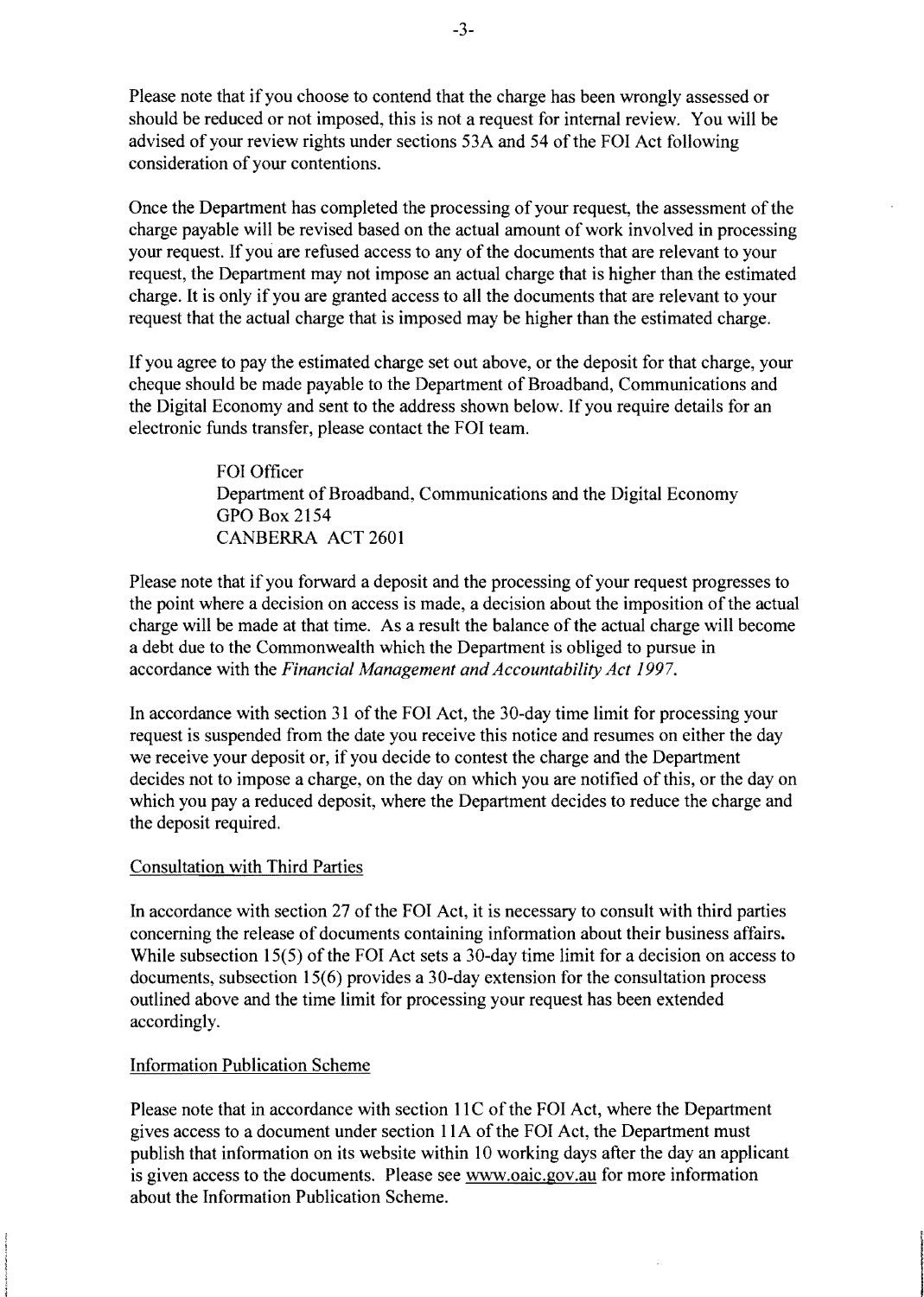Please note that if you choose to contend that the charge has been wrongly assessed or should be reduced or not imposed, this is not a request for internal review. You will be advised of your review rights under sections 53A and 54 of the FOI Act following consideration of your contentions.

Once the Department has completed the processing of your request, the assessment of the charge payable will be revised based on the actual amount of work involved in processing your request. If you are refused access to any of the documents that are relevant to your request, the Department may not impose an actual charge that is higher than the estimated charge. It is only if you are granted access to all the documents that are relevant to your request that the actual charge that is imposed may be higher than the estimated charge.

If you agree to pay the estimated charge set out above, or the deposit for that charge, your cheque should be made payable to the Department of Broadband, Communications and the Digital Economy and sent to the address shown below. If you require details for an electronic funds transfer, please contact the FOI team.

> FOI Officer
> Department of Broadband, Communications and the Digital Economy
> GPO Box 2154
> CANBERRA ACT 2601

Please note that if you forward a deposit and the processing of your request progresses to the point where a decision on access is made, a decision about the imposition of the actual charge will be made at that time. As a result the balance of the actual charge will become a debt due to the Commonwealth which the Department is obliged to pursue in accordance with the *Financial Management and Accountability Act 1997*.

In accordance with section 31 of the FOI Act, the 30-day time limit for processing your request is suspended from the date you receive this notice and resumes on either the day we receive your deposit or, if you decide to contest the charge and the Department decides not to impose a charge, on the day on which you are notified of this, or the day on which you pay a reduced deposit, where the Department decides to reduce the charge and the deposit required.

## Consultation with Third Parties

In accordance with section 27 of the FOI Act, it is necessary to consult with third parties concerning the release of documents containing information about their business affairs. While subsection 15(5) of the FOI Act sets a 30-day time limit for a decision on access to documents, subsection 15(6) provides a 30-day extension for the consultation process outlined above and the time limit for processing your request has been extended accordingly.

## Information Publication Scheme

Please note that in accordance with section 11C of the FOI Act, where the Department gives access to a document under section 11A of the FOI Act, the Department must publish that information on its website within 10 working days after the day an applicant is given access to the documents. Please see www.oaic.gov.au for more information about the Information Publication Scheme.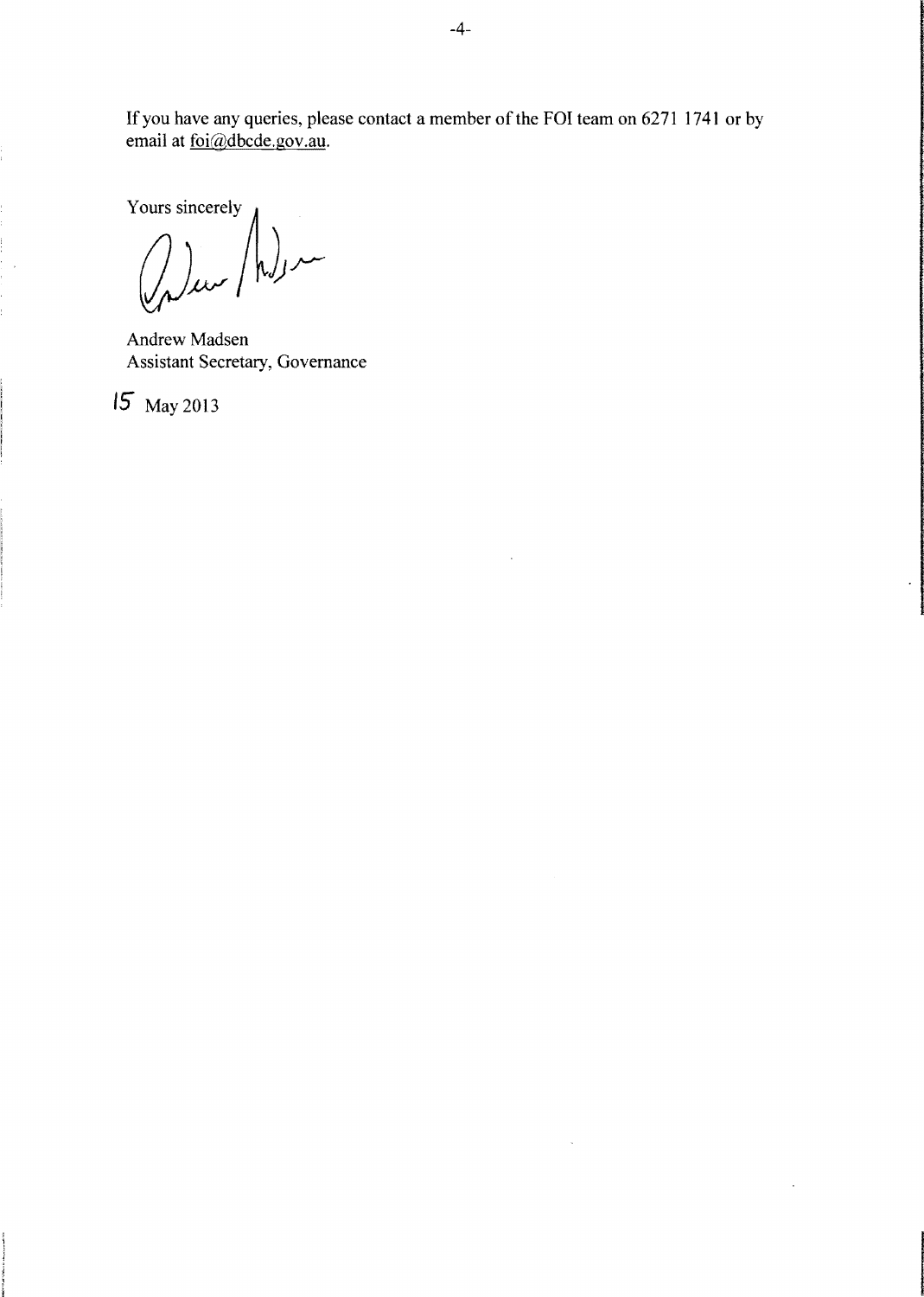If you have any queries, please contact a member of the FOI team on 6271 1741 or by email at foi@dbcde.gov.au.

Yours sincerely

Andrew Madsen
Assistant Secretary, Governance

15 May 2013